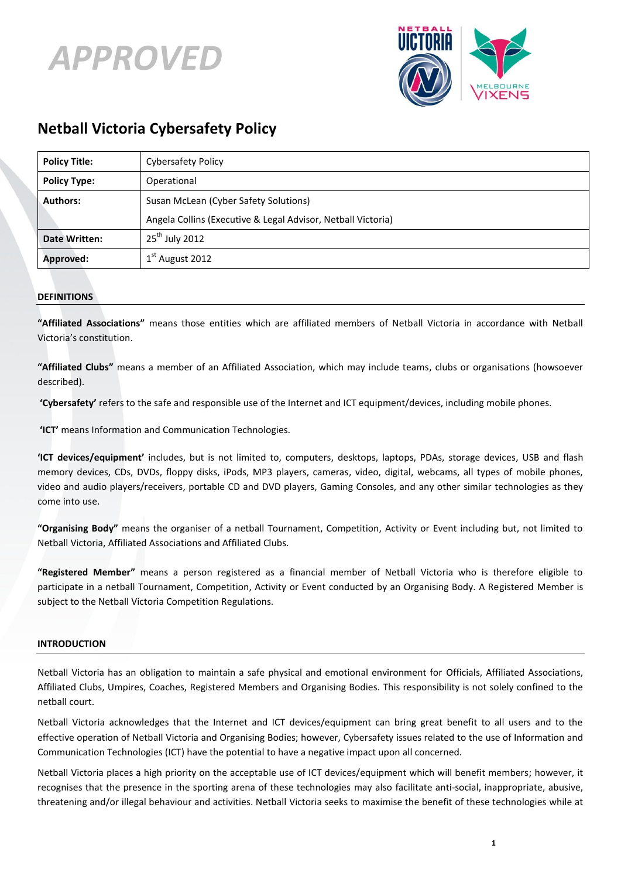APPROVED

# Netball Victoria Cybersafety Policy

| **Policy Title:** | Cybersafety Policy |
|---|---|
| **Policy Type:** | Operational |
| **Authors:** | Susan McLean (Cyber Safety Solutions)<br>Angela Collins (Executive & Legal Advisor, Netball Victoria) |
| **Date Written:** | 25th July 2012 |
| **Approved:** | 1st August 2012 |

## DEFINITIONS

**"Affiliated Associations"** means those entities which are affiliated members of Netball Victoria in accordance with Netball Victoria's constitution.

**"Affiliated Clubs"** means a member of an Affiliated Association, which may include teams, clubs or organisations (howsoever described).

**'Cybersafety'** refers to the safe and responsible use of the Internet and ICT equipment/devices, including mobile phones.

**'ICT'** means Information and Communication Technologies.

**'ICT devices/equipment'** includes, but is not limited to, computers, desktops, laptops, PDAs, storage devices, USB and flash memory devices, CDs, DVDs, floppy disks, iPods, MP3 players, cameras, video, digital, webcams, all types of mobile phones, video and audio players/receivers, portable CD and DVD players, Gaming Consoles, and any other similar technologies as they come into use.

**"Organising Body"** means the organiser of a netball Tournament, Competition, Activity or Event including but, not limited to Netball Victoria, Affiliated Associations and Affiliated Clubs.

**"Registered Member"** means a person registered as a financial member of Netball Victoria who is therefore eligible to participate in a netball Tournament, Competition, Activity or Event conducted by an Organising Body. A Registered Member is subject to the Netball Victoria Competition Regulations.

## INTRODUCTION

Netball Victoria has an obligation to maintain a safe physical and emotional environment for Officials, Affiliated Associations, Affiliated Clubs, Umpires, Coaches, Registered Members and Organising Bodies. This responsibility is not solely confined to the netball court.

Netball Victoria acknowledges that the Internet and ICT devices/equipment can bring great benefit to all users and to the effective operation of Netball Victoria and Organising Bodies; however, Cybersafety issues related to the use of Information and Communication Technologies (ICT) have the potential to have a negative impact upon all concerned.

Netball Victoria places a high priority on the acceptable use of ICT devices/equipment which will benefit members; however, it recognises that the presence in the sporting arena of these technologies may also facilitate anti-social, inappropriate, abusive, threatening and/or illegal behaviour and activities. Netball Victoria seeks to maximise the benefit of these technologies while at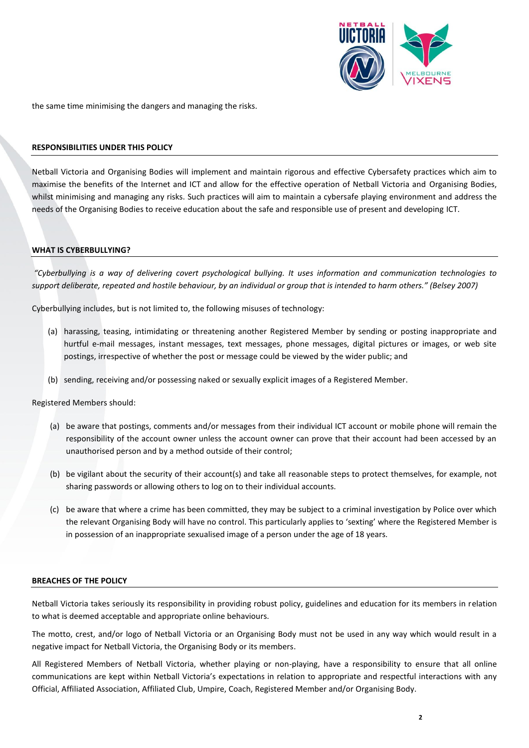the same time minimising the dangers and managing the risks.

## RESPONSIBILITIES UNDER THIS POLICY

Netball Victoria and Organising Bodies will implement and maintain rigorous and effective Cybersafety practices which aim to maximise the benefits of the Internet and ICT and allow for the effective operation of Netball Victoria and Organising Bodies, whilst minimising and managing any risks. Such practices will aim to maintain a cybersafe playing environment and address the needs of the Organising Bodies to receive education about the safe and responsible use of present and developing ICT.

## WHAT IS CYBERBULLYING?

*"Cyberbullying is a way of delivering covert psychological bullying. It uses information and communication technologies to support deliberate, repeated and hostile behaviour, by an individual or group that is intended to harm others." (Belsey 2007)*

Cyberbullying includes, but is not limited to, the following misuses of technology:

(a) harassing, teasing, intimidating or threatening another Registered Member by sending or posting inappropriate and hurtful e-mail messages, instant messages, text messages, phone messages, digital pictures or images, or web site postings, irrespective of whether the post or message could be viewed by the wider public; and

(b) sending, receiving and/or possessing naked or sexually explicit images of a Registered Member.

Registered Members should:

(a) be aware that postings, comments and/or messages from their individual ICT account or mobile phone will remain the responsibility of the account owner unless the account owner can prove that their account had been accessed by an unauthorised person and by a method outside of their control;

(b) be vigilant about the security of their account(s) and take all reasonable steps to protect themselves, for example, not sharing passwords or allowing others to log on to their individual accounts.

(c) be aware that where a crime has been committed, they may be subject to a criminal investigation by Police over which the relevant Organising Body will have no control. This particularly applies to 'sexting' where the Registered Member is in possession of an inappropriate sexualised image of a person under the age of 18 years.

## BREACHES OF THE POLICY

Netball Victoria takes seriously its responsibility in providing robust policy, guidelines and education for its members in relation to what is deemed acceptable and appropriate online behaviours.

The motto, crest, and/or logo of Netball Victoria or an Organising Body must not be used in any way which would result in a negative impact for Netball Victoria, the Organising Body or its members.

All Registered Members of Netball Victoria, whether playing or non-playing, have a responsibility to ensure that all online communications are kept within Netball Victoria's expectations in relation to appropriate and respectful interactions with any Official, Affiliated Association, Affiliated Club, Umpire, Coach, Registered Member and/or Organising Body.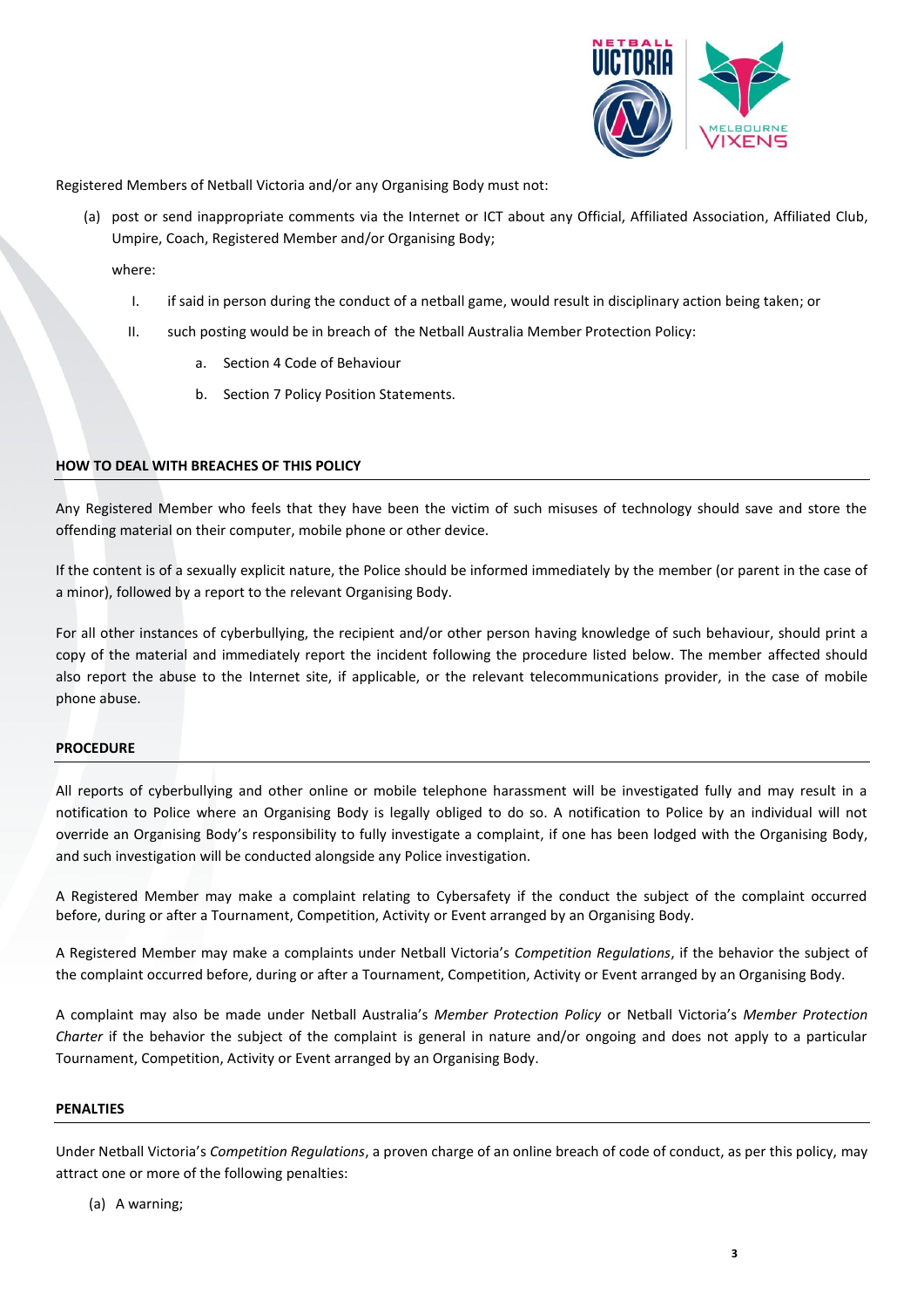Registered Members of Netball Victoria and/or any Organising Body must not:

(a) post or send inappropriate comments via the Internet or ICT about any Official, Affiliated Association, Affiliated Club, Umpire, Coach, Registered Member and/or Organising Body;

where:

I. if said in person during the conduct of a netball game, would result in disciplinary action being taken; or

II. such posting would be in breach of the Netball Australia Member Protection Policy:

a. Section 4 Code of Behaviour

b. Section 7 Policy Position Statements.

**HOW TO DEAL WITH BREACHES OF THIS POLICY**

Any Registered Member who feels that they have been the victim of such misuses of technology should save and store the offending material on their computer, mobile phone or other device.

If the content is of a sexually explicit nature, the Police should be informed immediately by the member (or parent in the case of a minor), followed by a report to the relevant Organising Body.

For all other instances of cyberbullying, the recipient and/or other person having knowledge of such behaviour, should print a copy of the material and immediately report the incident following the procedure listed below. The member affected should also report the abuse to the Internet site, if applicable, or the relevant telecommunications provider, in the case of mobile phone abuse.

**PROCEDURE**

All reports of cyberbullying and other online or mobile telephone harassment will be investigated fully and may result in a notification to Police where an Organising Body is legally obliged to do so. A notification to Police by an individual will not override an Organising Body's responsibility to fully investigate a complaint, if one has been lodged with the Organising Body, and such investigation will be conducted alongside any Police investigation.

A Registered Member may make a complaint relating to Cybersafety if the conduct the subject of the complaint occurred before, during or after a Tournament, Competition, Activity or Event arranged by an Organising Body.

A Registered Member may make a complaints under Netball Victoria's *Competition Regulations*, if the behavior the subject of the complaint occurred before, during or after a Tournament, Competition, Activity or Event arranged by an Organising Body.

A complaint may also be made under Netball Australia's *Member Protection Policy* or Netball Victoria's *Member Protection Charter* if the behavior the subject of the complaint is general in nature and/or ongoing and does not apply to a particular Tournament, Competition, Activity or Event arranged by an Organising Body.

**PENALTIES**

Under Netball Victoria's *Competition Regulations*, a proven charge of an online breach of code of conduct, as per this policy, may attract one or more of the following penalties:

(a) A warning;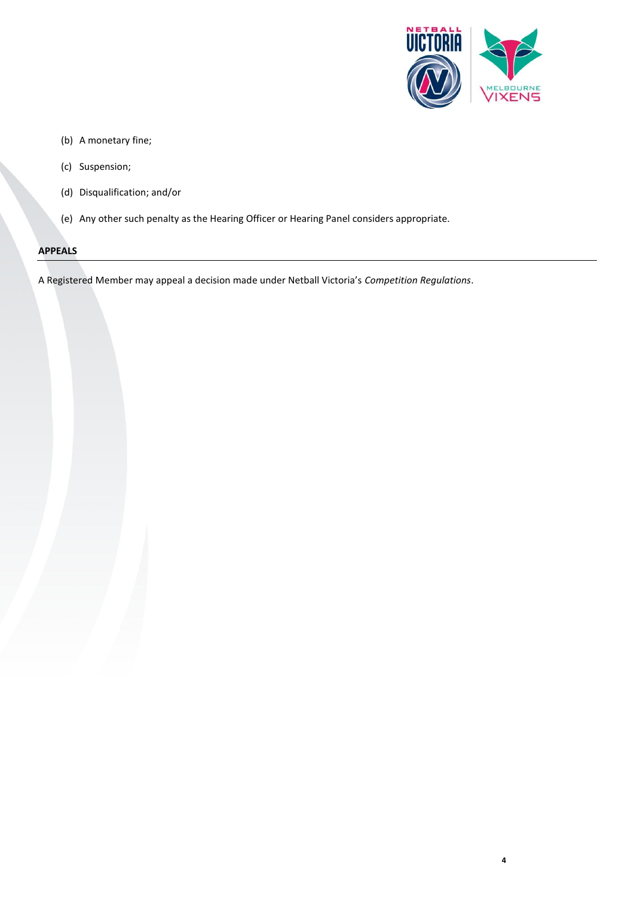(b) A monetary fine;

(c) Suspension;

(d) Disqualification; and/or

(e) Any other such penalty as the Hearing Officer or Hearing Panel considers appropriate.

**APPEALS**

A Registered Member may appeal a decision made under Netball Victoria's *Competition Regulations*.